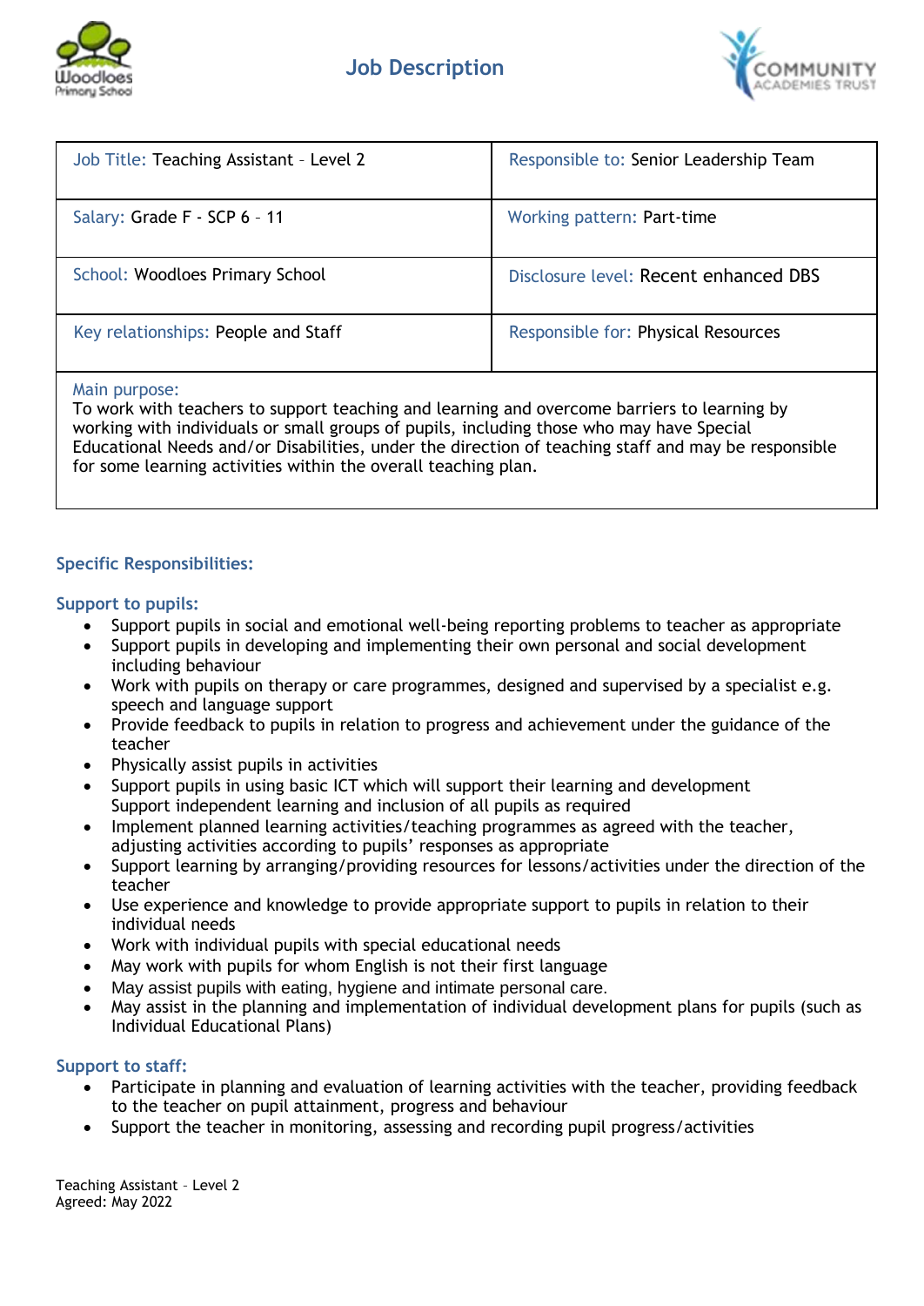# Job Description

| Job Title: Teaching Assistant – Level 2 | Responsible to: Senior Leadership Team |
|---|---|
| Salary: Grade F - SCP 6 – 11 | Working pattern: Part-time |
| School: Woodloes Primary School | Disclosure level: Recent enhanced DBS |
| Key relationships: People and Staff | Responsible for: Physical Resources |

**Main purpose:**
To work with teachers to support teaching and learning and overcome barriers to learning by working with individuals or small groups of pupils, including those who may have Special Educational Needs and/or Disabilities, under the direction of teaching staff and may be responsible for some learning activities within the overall teaching plan.

## Specific Responsibilities:

### Support to pupils:

- Support pupils in social and emotional well-being reporting problems to teacher as appropriate
- Support pupils in developing and implementing their own personal and social development including behaviour
- Work with pupils on therapy or care programmes, designed and supervised by a specialist e.g. speech and language support
- Provide feedback to pupils in relation to progress and achievement under the guidance of the teacher
- Physically assist pupils in activities
- Support pupils in using basic ICT which will support their learning and development
  Support independent learning and inclusion of all pupils as required
- Implement planned learning activities/teaching programmes as agreed with the teacher, adjusting activities according to pupils' responses as appropriate
- Support learning by arranging/providing resources for lessons/activities under the direction of the teacher
- Use experience and knowledge to provide appropriate support to pupils in relation to their individual needs
- Work with individual pupils with special educational needs
- May work with pupils for whom English is not their first language
- May assist pupils with eating, hygiene and intimate personal care.
- May assist in the planning and implementation of individual development plans for pupils (such as Individual Educational Plans)

### Support to staff:

- Participate in planning and evaluation of learning activities with the teacher, providing feedback to the teacher on pupil attainment, progress and behaviour
- Support the teacher in monitoring, assessing and recording pupil progress/activities

Teaching Assistant – Level 2
Agreed: May 2022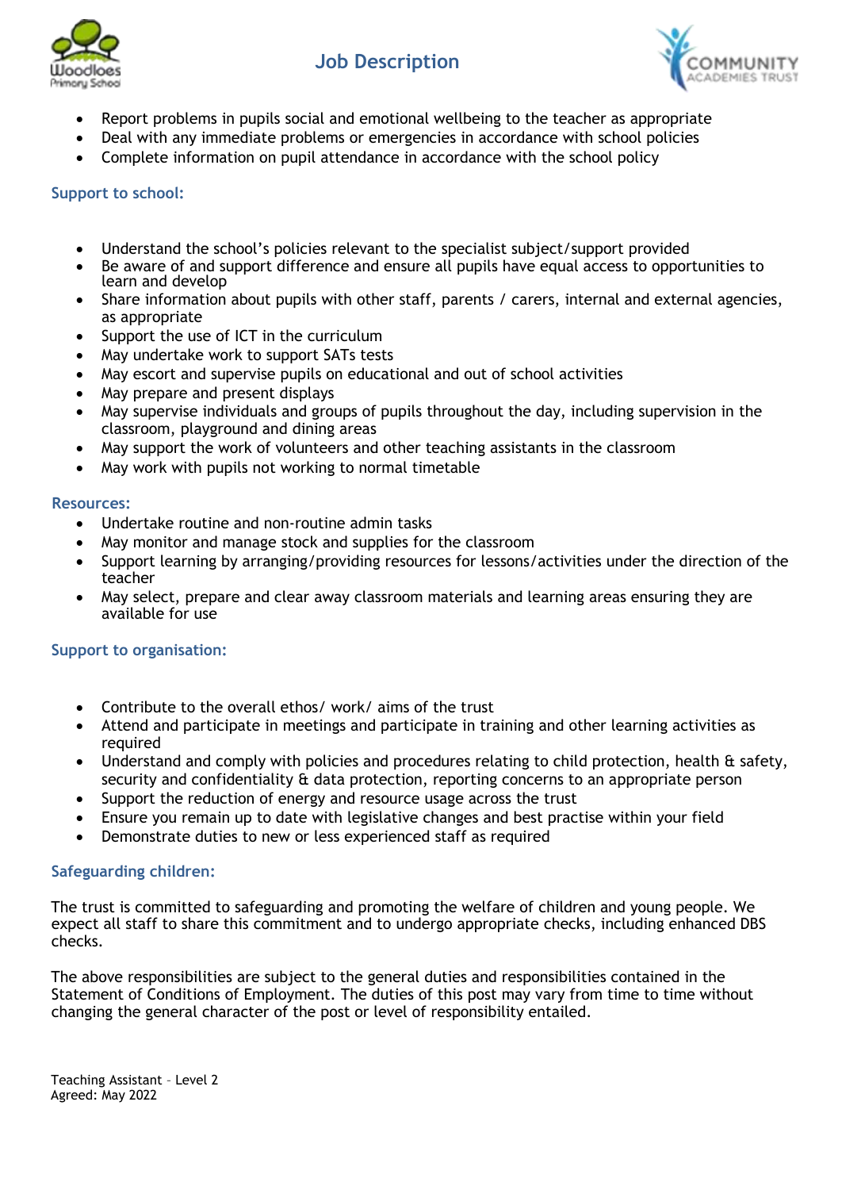- Report problems in pupils social and emotional wellbeing to the teacher as appropriate
- Deal with any immediate problems or emergencies in accordance with school policies
- Complete information on pupil attendance in accordance with the school policy

### Support to school:

- Understand the school's policies relevant to the specialist subject/support provided
- Be aware of and support difference and ensure all pupils have equal access to opportunities to learn and develop
- Share information about pupils with other staff, parents / carers, internal and external agencies, as appropriate
- Support the use of ICT in the curriculum
- May undertake work to support SATs tests
- May escort and supervise pupils on educational and out of school activities
- May prepare and present displays
- May supervise individuals and groups of pupils throughout the day, including supervision in the classroom, playground and dining areas
- May support the work of volunteers and other teaching assistants in the classroom
- May work with pupils not working to normal timetable

### Resources:

- Undertake routine and non-routine admin tasks
- May monitor and manage stock and supplies for the classroom
- Support learning by arranging/providing resources for lessons/activities under the direction of the teacher
- May select, prepare and clear away classroom materials and learning areas ensuring they are available for use

### Support to organisation:

- Contribute to the overall ethos/ work/ aims of the trust
- Attend and participate in meetings and participate in training and other learning activities as required
- Understand and comply with policies and procedures relating to child protection, health & safety, security and confidentiality & data protection, reporting concerns to an appropriate person
- Support the reduction of energy and resource usage across the trust
- Ensure you remain up to date with legislative changes and best practise within your field
- Demonstrate duties to new or less experienced staff as required

### Safeguarding children:

The trust is committed to safeguarding and promoting the welfare of children and young people. We expect all staff to share this commitment and to undergo appropriate checks, including enhanced DBS checks.

The above responsibilities are subject to the general duties and responsibilities contained in the Statement of Conditions of Employment. The duties of this post may vary from time to time without changing the general character of the post or level of responsibility entailed.

Teaching Assistant – Level 2
Agreed: May 2022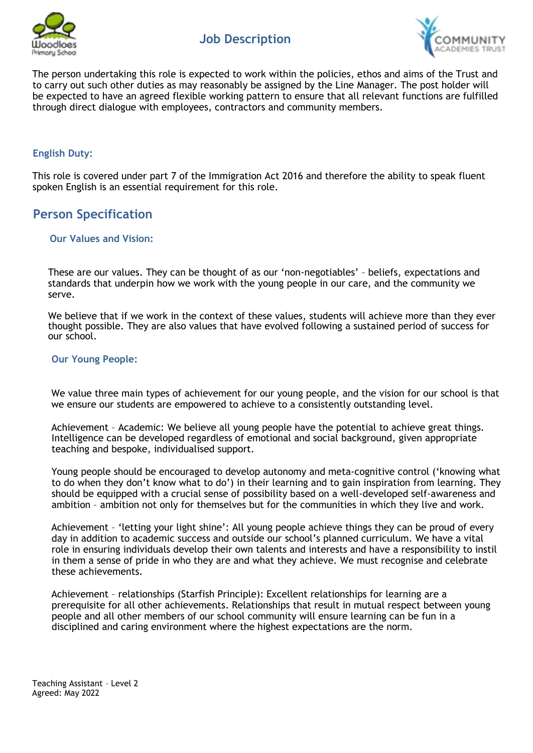# Job Description

The person undertaking this role is expected to work within the policies, ethos and aims of the Trust and to carry out such other duties as may reasonably be assigned by the Line Manager. The post holder will be expected to have an agreed flexible working pattern to ensure that all relevant functions are fulfilled through direct dialogue with employees, contractors and community members.

### English Duty:

This role is covered under part 7 of the Immigration Act 2016 and therefore the ability to speak fluent spoken English is an essential requirement for this role.

## Person Specification

### Our Values and Vision:

These are our values. They can be thought of as our 'non-negotiables' – beliefs, expectations and standards that underpin how we work with the young people in our care, and the community we serve.

We believe that if we work in the context of these values, students will achieve more than they ever thought possible. They are also values that have evolved following a sustained period of success for our school.

### Our Young People:

We value three main types of achievement for our young people, and the vision for our school is that we ensure our students are empowered to achieve to a consistently outstanding level.

Achievement – Academic: We believe all young people have the potential to achieve great things. Intelligence can be developed regardless of emotional and social background, given appropriate teaching and bespoke, individualised support.

Young people should be encouraged to develop autonomy and meta-cognitive control ('knowing what to do when they don't know what to do') in their learning and to gain inspiration from learning. They should be equipped with a crucial sense of possibility based on a well-developed self-awareness and ambition – ambition not only for themselves but for the communities in which they live and work.

Achievement – 'letting your light shine': All young people achieve things they can be proud of every day in addition to academic success and outside our school's planned curriculum. We have a vital role in ensuring individuals develop their own talents and interests and have a responsibility to instil in them a sense of pride in who they are and what they achieve. We must recognise and celebrate these achievements.

Achievement – relationships (Starfish Principle): Excellent relationships for learning are a prerequisite for all other achievements. Relationships that result in mutual respect between young people and all other members of our school community will ensure learning can be fun in a disciplined and caring environment where the highest expectations are the norm.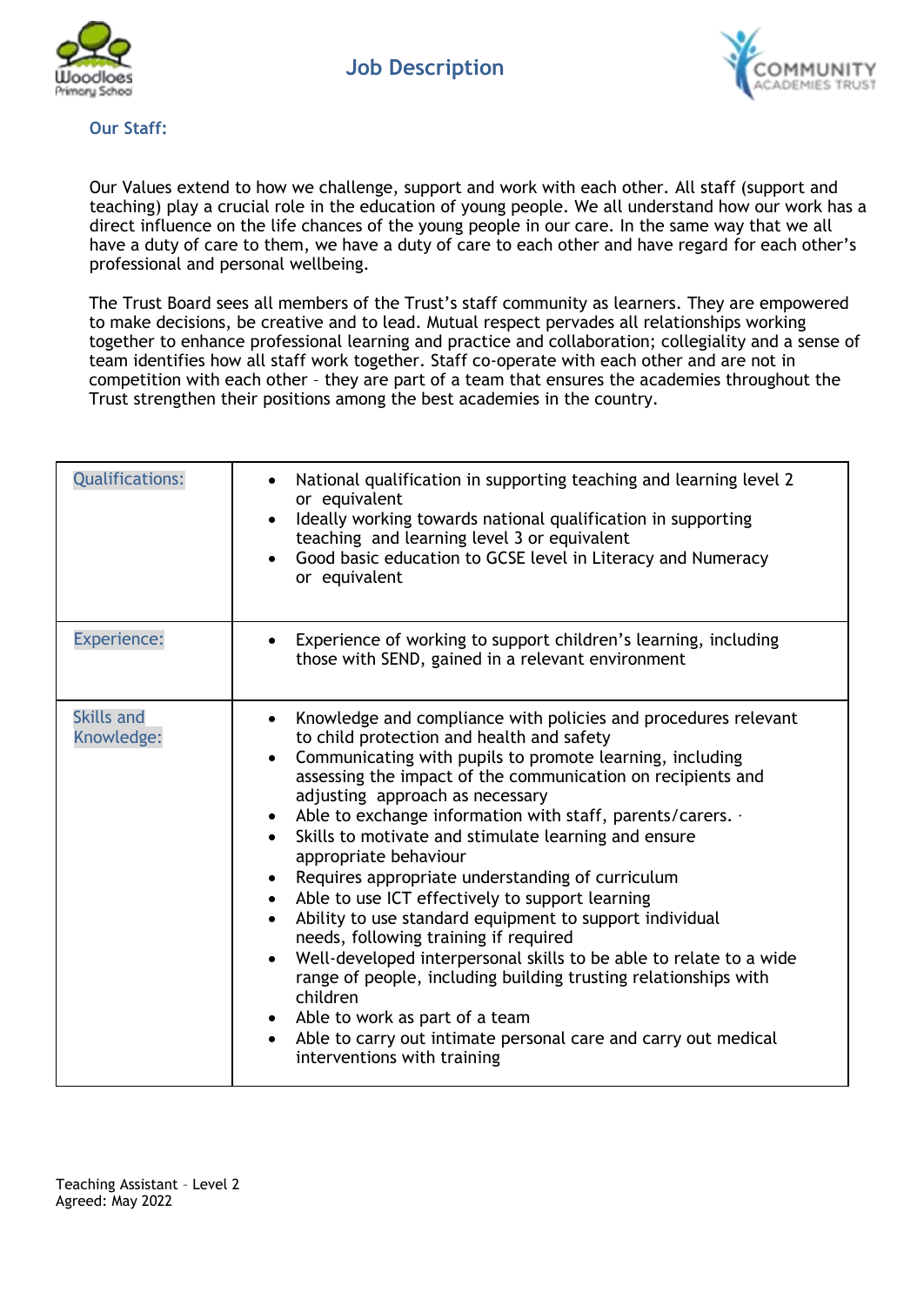# Job Description

## Our Staff:

Our Values extend to how we challenge, support and work with each other. All staff (support and teaching) play a crucial role in the education of young people. We all understand how our work has a direct influence on the life chances of the young people in our care. In the same way that we all have a duty of care to them, we have a duty of care to each other and have regard for each other's professional and personal wellbeing.

The Trust Board sees all members of the Trust's staff community as learners. They are empowered to make decisions, be creative and to lead. Mutual respect pervades all relationships working together to enhance professional learning and practice and collaboration; collegiality and a sense of team identifies how all staff work together. Staff co-operate with each other and are not in competition with each other – they are part of a team that ensures the academies throughout the Trust strengthen their positions among the best academies in the country.

| | |
|---|---|
| Qualifications: | • National qualification in supporting teaching and learning level 2 or equivalent<br>• Ideally working towards national qualification in supporting teaching and learning level 3 or equivalent<br>• Good basic education to GCSE level in Literacy and Numeracy or equivalent |
| Experience: | • Experience of working to support children's learning, including those with SEND, gained in a relevant environment |
| Skills and Knowledge: | • Knowledge and compliance with policies and procedures relevant to child protection and health and safety<br>• Communicating with pupils to promote learning, including assessing the impact of the communication on recipients and adjusting approach as necessary<br>• Able to exchange information with staff, parents/carers. ·<br>• Skills to motivate and stimulate learning and ensure appropriate behaviour<br>• Requires appropriate understanding of curriculum<br>• Able to use ICT effectively to support learning<br>• Ability to use standard equipment to support individual needs, following training if required<br>• Well-developed interpersonal skills to be able to relate to a wide range of people, including building trusting relationships with children<br>• Able to work as part of a team<br>• Able to carry out intimate personal care and carry out medical interventions with training |

Teaching Assistant – Level 2
Agreed: May 2022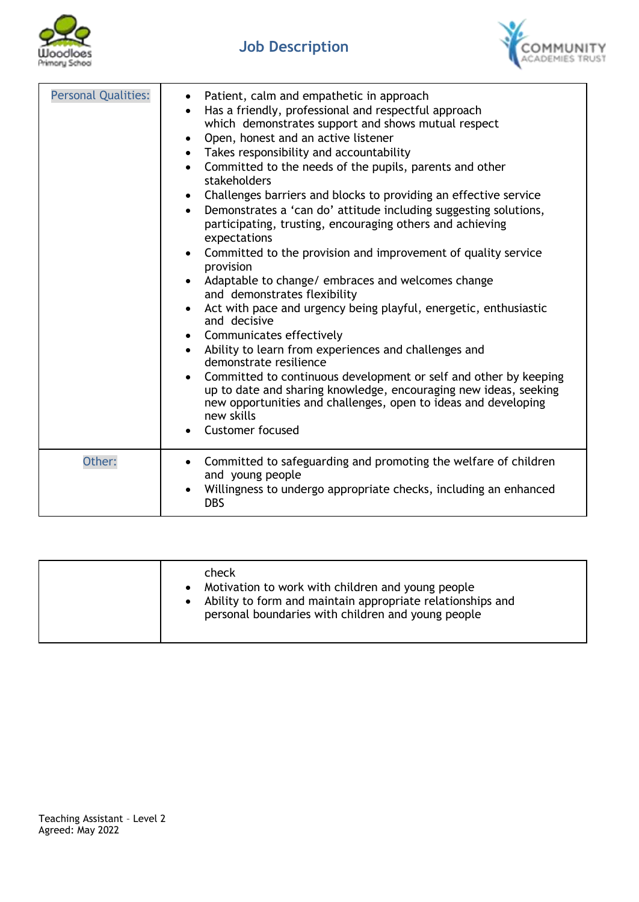# Job Description

| | |
|---|---|
| Personal Qualities: | • Patient, calm and empathetic in approach<br>• Has a friendly, professional and respectful approach which demonstrates support and shows mutual respect<br>• Open, honest and an active listener<br>• Takes responsibility and accountability<br>• Committed to the needs of the pupils, parents and other stakeholders<br>• Challenges barriers and blocks to providing an effective service<br>• Demonstrates a 'can do' attitude including suggesting solutions, participating, trusting, encouraging others and achieving expectations<br>• Committed to the provision and improvement of quality service provision<br>• Adaptable to change/ embraces and welcomes change and demonstrates flexibility<br>• Act with pace and urgency being playful, energetic, enthusiastic and decisive<br>• Communicates effectively<br>• Ability to learn from experiences and challenges and demonstrate resilience<br>• Committed to continuous development or self and other by keeping up to date and sharing knowledge, encouraging new ideas, seeking new opportunities and challenges, open to ideas and developing new skills<br>• Customer focused |
| Other: | • Committed to safeguarding and promoting the welfare of children and young people<br>• Willingness to undergo appropriate checks, including an enhanced DBS check<br>• Motivation to work with children and young people<br>• Ability to form and maintain appropriate relationships and personal boundaries with children and young people |

Teaching Assistant – Level 2
Agreed: May 2022